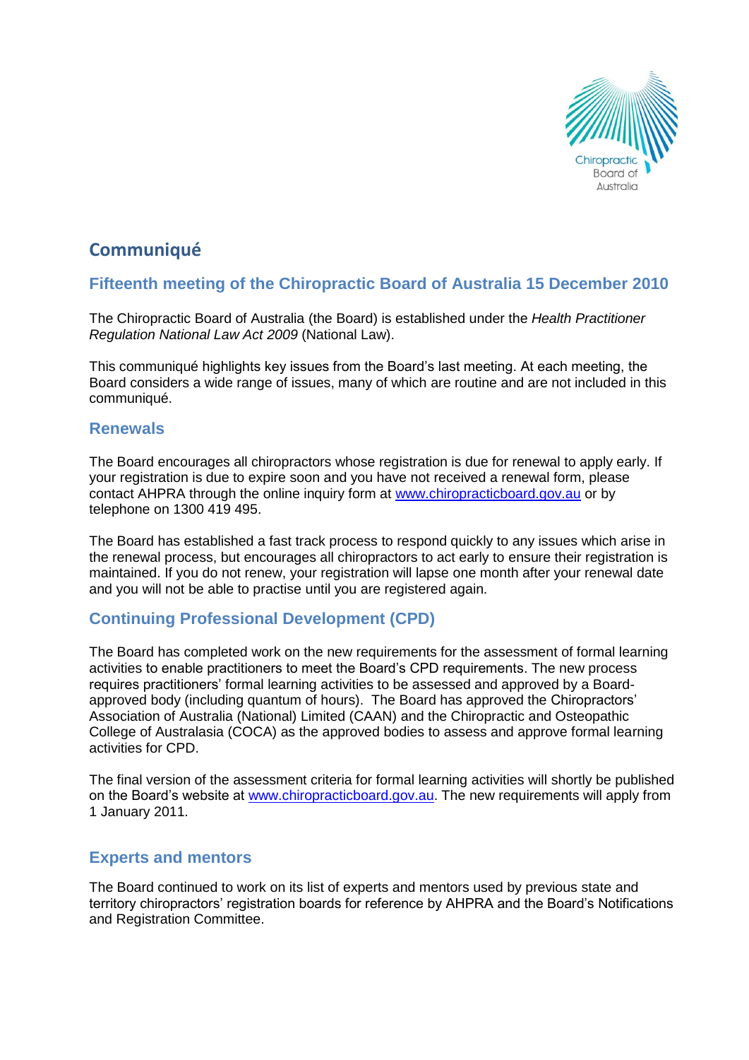# Communiqué

## Fifteenth meeting of the Chiropractic Board of Australia 15 December 2010

The Chiropractic Board of Australia (the Board) is established under the *Health Practitioner Regulation National Law Act 2009* (National Law).

This communiqué highlights key issues from the Board's last meeting. At each meeting, the Board considers a wide range of issues, many of which are routine and are not included in this communiqué.

### Renewals

The Board encourages all chiropractors whose registration is due for renewal to apply early. If your registration is due to expire soon and you have not received a renewal form, please contact AHPRA through the online inquiry form at www.chiropracticboard.gov.au or by telephone on 1300 419 495.

The Board has established a fast track process to respond quickly to any issues which arise in the renewal process, but encourages all chiropractors to act early to ensure their registration is maintained. If you do not renew, your registration will lapse one month after your renewal date and you will not be able to practise until you are registered again.

### Continuing Professional Development (CPD)

The Board has completed work on the new requirements for the assessment of formal learning activities to enable practitioners to meet the Board's CPD requirements. The new process requires practitioners' formal learning activities to be assessed and approved by a Board-approved body (including quantum of hours). The Board has approved the Chiropractors' Association of Australia (National) Limited (CAAN) and the Chiropractic and Osteopathic College of Australasia (COCA) as the approved bodies to assess and approve formal learning activities for CPD.

The final version of the assessment criteria for formal learning activities will shortly be published on the Board's website at www.chiropracticboard.gov.au. The new requirements will apply from 1 January 2011.

### Experts and mentors

The Board continued to work on its list of experts and mentors used by previous state and territory chiropractors' registration boards for reference by AHPRA and the Board's Notifications and Registration Committee.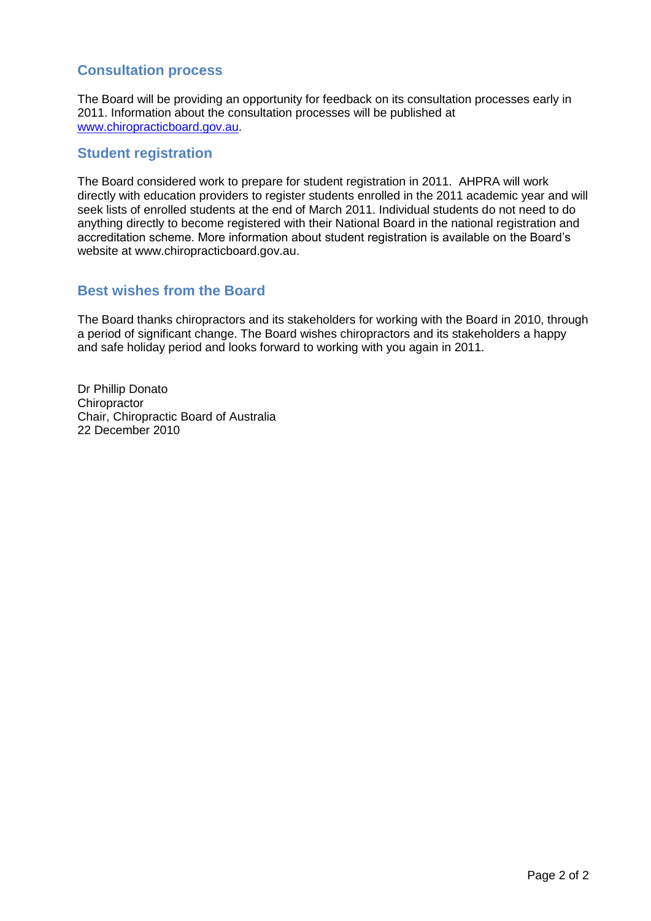## Consultation process

The Board will be providing an opportunity for feedback on its consultation processes early in 2011. Information about the consultation processes will be published at [www.chiropracticboard.gov.au](http://www.chiropracticboard.gov.au).

## Student registration

The Board considered work to prepare for student registration in 2011. AHPRA will work directly with education providers to register students enrolled in the 2011 academic year and will seek lists of enrolled students at the end of March 2011. Individual students do not need to do anything directly to become registered with their National Board in the national registration and accreditation scheme. More information about student registration is available on the Board's website at www.chiropracticboard.gov.au.

## Best wishes from the Board

The Board thanks chiropractors and its stakeholders for working with the Board in 2010, through a period of significant change. The Board wishes chiropractors and its stakeholders a happy and safe holiday period and looks forward to working with you again in 2011.

Dr Phillip Donato
Chiropractor
Chair, Chiropractic Board of Australia
22 December 2010